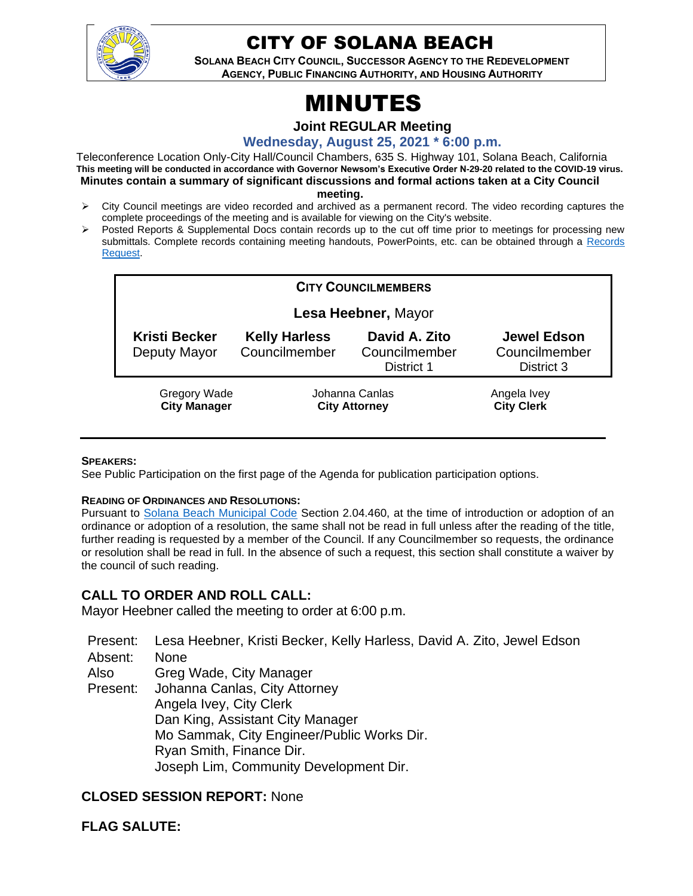# CITY OF SOLANA BEACH

**SOLANA BEACH CITY COUNCIL, SUCCESSOR AGENCY TO THE REDEVELOPMENT AGENCY, PUBLIC FINANCING AUTHORITY, AND HOUSING AUTHORITY**

# MINUTES

**Joint REGULAR Meeting**

**Wednesday, August 25, 2021 * 6:00 p.m.**

Teleconference Location Only-City Hall/Council Chambers, 635 S. Highway 101, Solana Beach, California

**This meeting will be conducted in accordance with Governor Newsom's Executive Order N-29-20 related to the COVID-19 virus.**

**Minutes contain a summary of significant discussions and formal actions taken at a City Council meeting.**

- City Council meetings are video recorded and archived as a permanent record. The video recording captures the complete proceedings of the meeting and is available for viewing on the City's website.
- Posted Reports & Supplemental Docs contain records up to the cut off time prior to meetings for processing new submittals. Complete records containing meeting handouts, PowerPoints, etc. can be obtained through a Records Request.

| CITY COUNCILMEMBERS | | | |
|---|---|---|---|
| **Lesa Heebner,** Mayor | | | |
| **Kristi Becker** Deputy Mayor | **Kelly Harless** Councilmember | **David A. Zito** Councilmember District 1 | **Jewel Edson** Councilmember District 3 |

| Gregory Wade **City Manager** | Johanna Canlas **City Attorney** | Angela Ivey **City Clerk** |
|---|---|---|

**SPEAKERS:**
See Public Participation on the first page of the Agenda for publication participation options.

**READING OF ORDINANCES AND RESOLUTIONS:**
Pursuant to Solana Beach Municipal Code Section 2.04.460, at the time of introduction or adoption of an ordinance or adoption of a resolution, the same shall not be read in full unless after the reading of the title, further reading is requested by a member of the Council. If any Councilmember so requests, the ordinance or resolution shall be read in full. In the absence of such a request, this section shall constitute a waiver by the council of such reading.

## CALL TO ORDER AND ROLL CALL:

Mayor Heebner called the meeting to order at 6:00 p.m.

Present: Lesa Heebner, Kristi Becker, Kelly Harless, David A. Zito, Jewel Edson
Absent: None
Also Present: Greg Wade, City Manager
Johanna Canlas, City Attorney
Angela Ivey, City Clerk
Dan King, Assistant City Manager
Mo Sammak, City Engineer/Public Works Dir.
Ryan Smith, Finance Dir.
Joseph Lim, Community Development Dir.

## CLOSED SESSION REPORT: None

## FLAG SALUTE: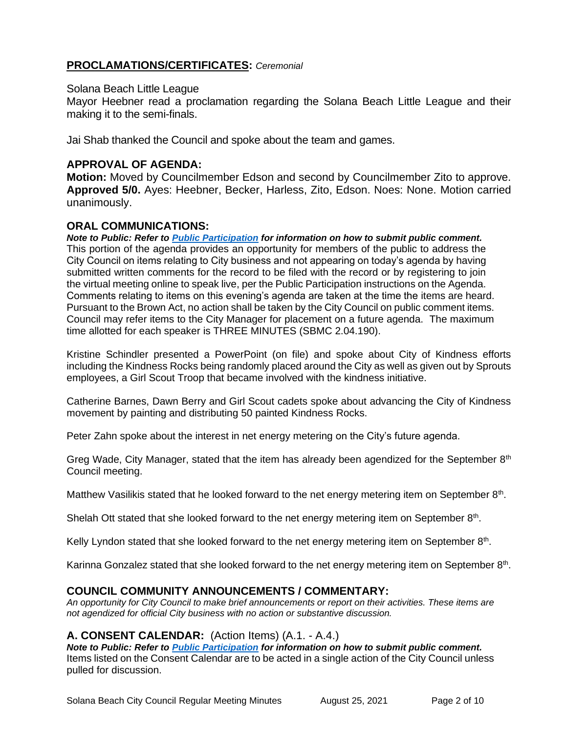## **PROCLAMATIONS/CERTIFICATES:** *Ceremonial*

Solana Beach Little League

Mayor Heebner read a proclamation regarding the Solana Beach Little League and their making it to the semi-finals.

Jai Shab thanked the Council and spoke about the team and games.

## **APPROVAL OF AGENDA:**

**Motion:** Moved by Councilmember Edson and second by Councilmember Zito to approve. **Approved 5/0.** Ayes: Heebner, Becker, Harless, Zito, Edson. Noes: None. Motion carried unanimously.

## **ORAL COMMUNICATIONS:**

***Note to Public: Refer to Public Participation for information on how to submit public comment.***

This portion of the agenda provides an opportunity for members of the public to address the City Council on items relating to City business and not appearing on today's agenda by having submitted written comments for the record to be filed with the record or by registering to join the virtual meeting online to speak live, per the Public Participation instructions on the Agenda. Comments relating to items on this evening's agenda are taken at the time the items are heard. Pursuant to the Brown Act, no action shall be taken by the City Council on public comment items. Council may refer items to the City Manager for placement on a future agenda. The maximum time allotted for each speaker is THREE MINUTES (SBMC 2.04.190).

Kristine Schindler presented a PowerPoint (on file) and spoke about City of Kindness efforts including the Kindness Rocks being randomly placed around the City as well as given out by Sprouts employees, a Girl Scout Troop that became involved with the kindness initiative.

Catherine Barnes, Dawn Berry and Girl Scout cadets spoke about advancing the City of Kindness movement by painting and distributing 50 painted Kindness Rocks.

Peter Zahn spoke about the interest in net energy metering on the City's future agenda.

Greg Wade, City Manager, stated that the item has already been agendized for the September 8th Council meeting.

Matthew Vasilikis stated that he looked forward to the net energy metering item on September 8th.

Shelah Ott stated that she looked forward to the net energy metering item on September 8th.

Kelly Lyndon stated that she looked forward to the net energy metering item on September 8th.

Karinna Gonzalez stated that she looked forward to the net energy metering item on September 8th.

## **COUNCIL COMMUNITY ANNOUNCEMENTS / COMMENTARY:**

*An opportunity for City Council to make brief announcements or report on their activities. These items are not agendized for official City business with no action or substantive discussion.*

## **A. CONSENT CALENDAR:** (Action Items) (A.1. - A.4.)

***Note to Public: Refer to Public Participation for information on how to submit public comment.***

Items listed on the Consent Calendar are to be acted in a single action of the City Council unless pulled for discussion.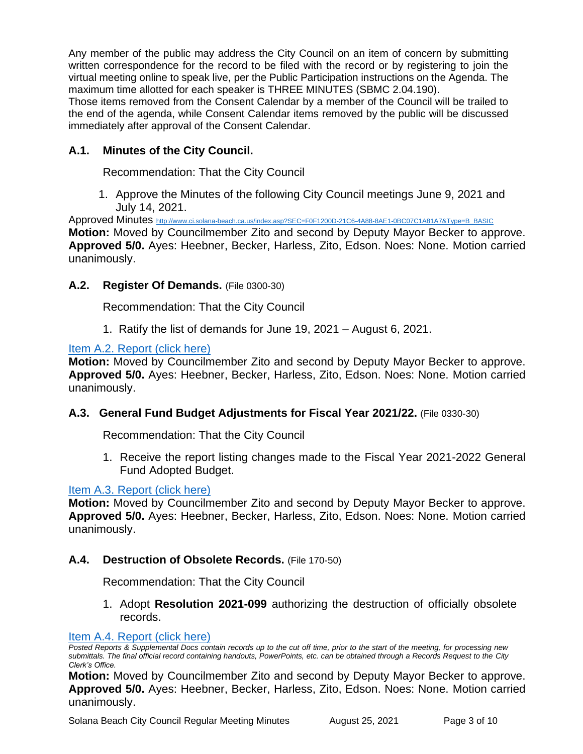Any member of the public may address the City Council on an item of concern by submitting written correspondence for the record to be filed with the record or by registering to join the virtual meeting online to speak live, per the Public Participation instructions on the Agenda. The maximum time allotted for each speaker is THREE MINUTES (SBMC 2.04.190).

Those items removed from the Consent Calendar by a member of the Council will be trailed to the end of the agenda, while Consent Calendar items removed by the public will be discussed immediately after approval of the Consent Calendar.

### A.1. Minutes of the City Council.

Recommendation: That the City Council

1. Approve the Minutes of the following City Council meetings June 9, 2021 and July 14, 2021.

Approved Minutes http://www.ci.solana-beach.ca.us/index.asp?SEC=F0F1200D-21C6-4A88-8AE1-0BC07C1A81A7&Type=B_BASIC

**Motion:** Moved by Councilmember Zito and second by Deputy Mayor Becker to approve. **Approved 5/0.** Ayes: Heebner, Becker, Harless, Zito, Edson. Noes: None. Motion carried unanimously.

### A.2. Register Of Demands. (File 0300-30)

Recommendation: That the City Council

1. Ratify the list of demands for June 19, 2021 – August 6, 2021.

Item A.2. Report (click here)

**Motion:** Moved by Councilmember Zito and second by Deputy Mayor Becker to approve. **Approved 5/0.** Ayes: Heebner, Becker, Harless, Zito, Edson. Noes: None. Motion carried unanimously.

### A.3. General Fund Budget Adjustments for Fiscal Year 2021/22. (File 0330-30)

Recommendation: That the City Council

1. Receive the report listing changes made to the Fiscal Year 2021-2022 General Fund Adopted Budget.

Item A.3. Report (click here)

**Motion:** Moved by Councilmember Zito and second by Deputy Mayor Becker to approve. **Approved 5/0.** Ayes: Heebner, Becker, Harless, Zito, Edson. Noes: None. Motion carried unanimously.

### A.4. Destruction of Obsolete Records. (File 170-50)

Recommendation: That the City Council

1. Adopt **Resolution 2021-099** authorizing the destruction of officially obsolete records.

Item A.4. Report (click here)

*Posted Reports & Supplemental Docs contain records up to the cut off time, prior to the start of the meeting, for processing new submittals. The final official record containing handouts, PowerPoints, etc. can be obtained through a Records Request to the City Clerk's Office.*

**Motion:** Moved by Councilmember Zito and second by Deputy Mayor Becker to approve. **Approved 5/0.** Ayes: Heebner, Becker, Harless, Zito, Edson. Noes: None. Motion carried unanimously.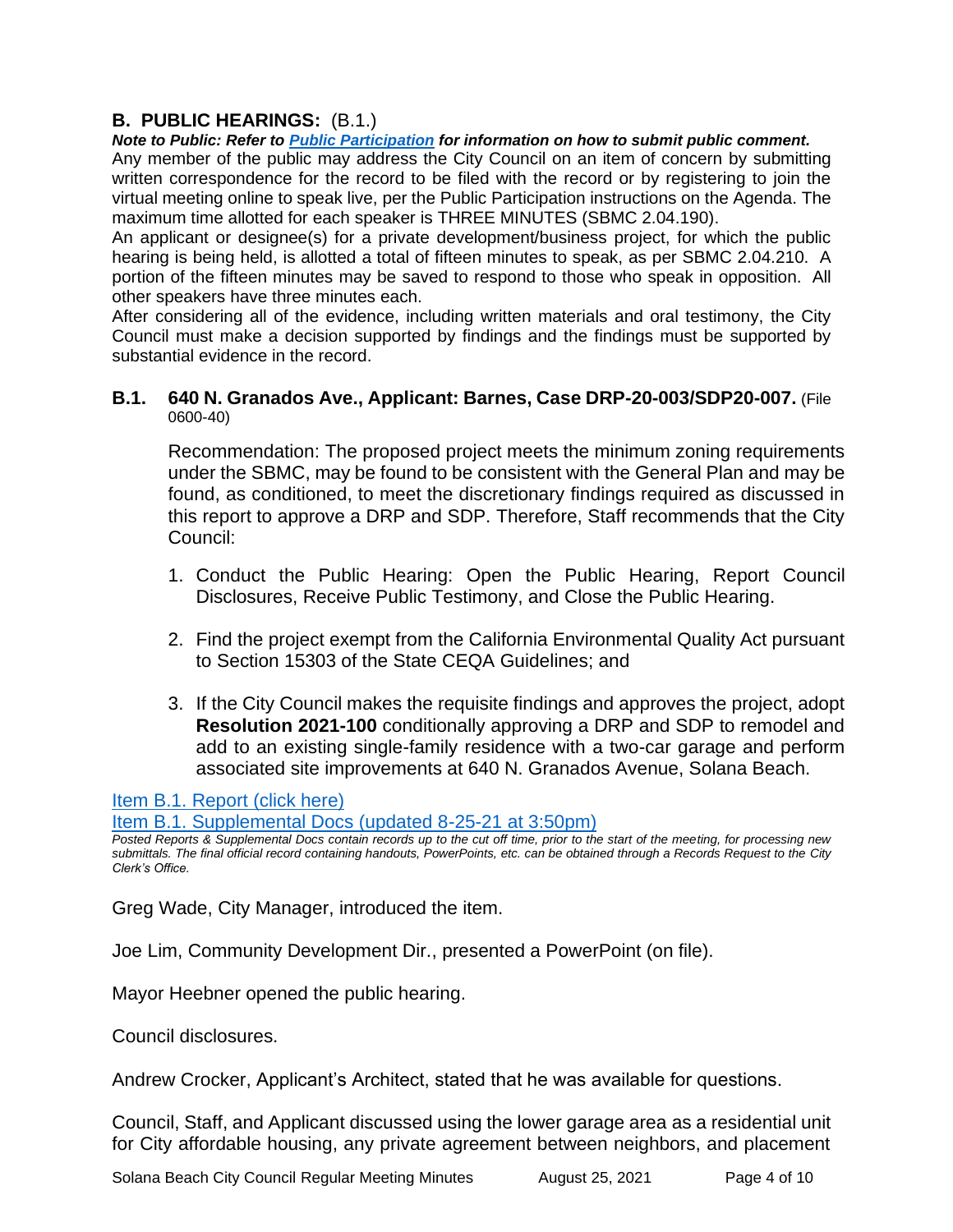## B. PUBLIC HEARINGS: (B.1.)

***Note to Public: Refer to [Public Participation](#) for information on how to submit public comment.***

Any member of the public may address the City Council on an item of concern by submitting written correspondence for the record to be filed with the record or by registering to join the virtual meeting online to speak live, per the Public Participation instructions on the Agenda. The maximum time allotted for each speaker is THREE MINUTES (SBMC 2.04.190).

An applicant or designee(s) for a private development/business project, for which the public hearing is being held, is allotted a total of fifteen minutes to speak, as per SBMC 2.04.210. A portion of the fifteen minutes may be saved to respond to those who speak in opposition. All other speakers have three minutes each.

After considering all of the evidence, including written materials and oral testimony, the City Council must make a decision supported by findings and the findings must be supported by substantial evidence in the record.

### B.1. 640 N. Granados Ave., Applicant: Barnes, Case DRP-20-003/SDP20-007. (File 0600-40)

Recommendation: The proposed project meets the minimum zoning requirements under the SBMC, may be found to be consistent with the General Plan and may be found, as conditioned, to meet the discretionary findings required as discussed in this report to approve a DRP and SDP. Therefore, Staff recommends that the City Council:

1. Conduct the Public Hearing: Open the Public Hearing, Report Council Disclosures, Receive Public Testimony, and Close the Public Hearing.
2. Find the project exempt from the California Environmental Quality Act pursuant to Section 15303 of the State CEQA Guidelines; and
3. If the City Council makes the requisite findings and approves the project, adopt **Resolution 2021-100** conditionally approving a DRP and SDP to remodel and add to an existing single-family residence with a two-car garage and perform associated site improvements at 640 N. Granados Avenue, Solana Beach.

[Item B.1. Report (click here)](#)

[Item B.1. Supplemental Docs (updated 8-25-21 at 3:50pm)](#)

*Posted Reports & Supplemental Docs contain records up to the cut off time, prior to the start of the meeting, for processing new submittals. The final official record containing handouts, PowerPoints, etc. can be obtained through a Records Request to the City Clerk's Office.*

Greg Wade, City Manager, introduced the item.

Joe Lim, Community Development Dir., presented a PowerPoint (on file).

Mayor Heebner opened the public hearing.

Council disclosures.

Andrew Crocker, Applicant's Architect, stated that he was available for questions.

Council, Staff, and Applicant discussed using the lower garage area as a residential unit for City affordable housing, any private agreement between neighbors, and placement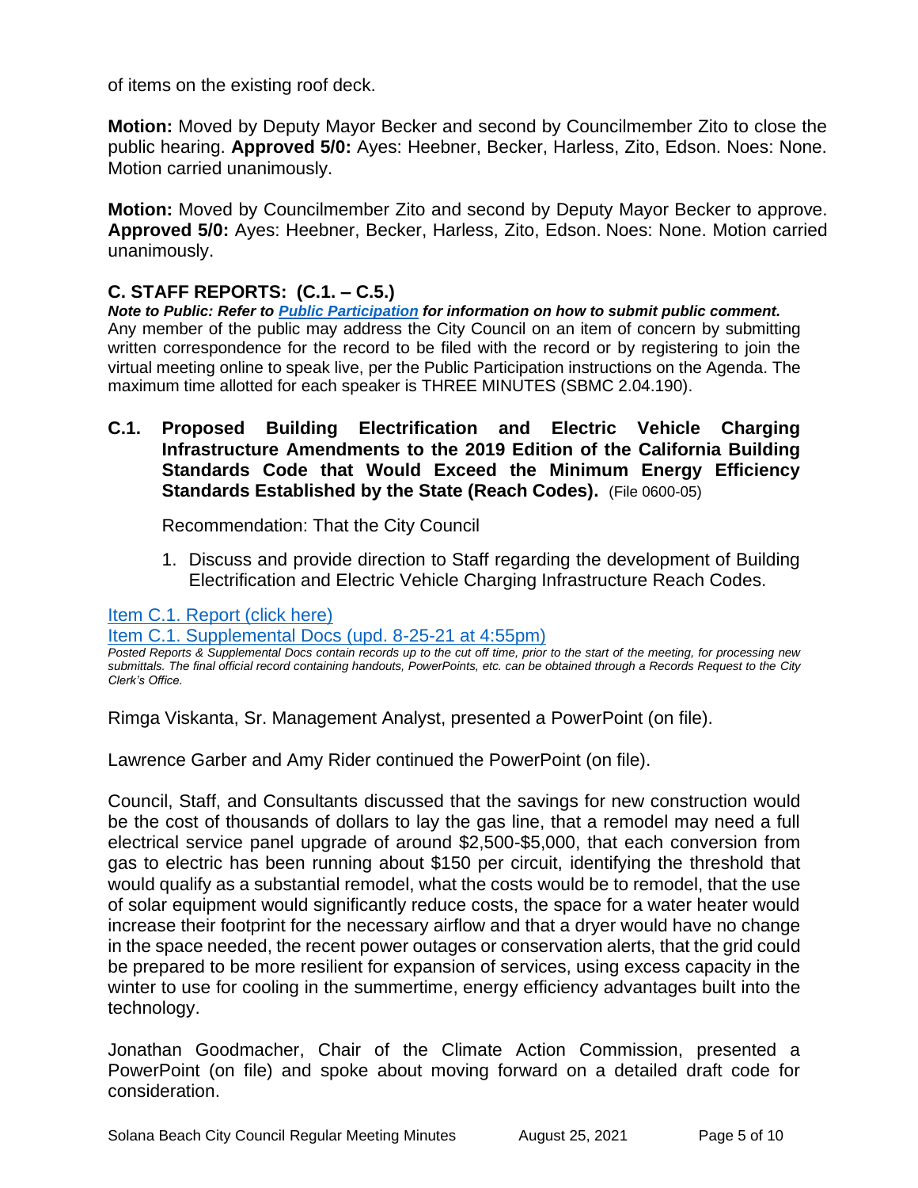of items on the existing roof deck.

**Motion:** Moved by Deputy Mayor Becker and second by Councilmember Zito to close the public hearing. **Approved 5/0:** Ayes: Heebner, Becker, Harless, Zito, Edson. Noes: None. Motion carried unanimously.

**Motion:** Moved by Councilmember Zito and second by Deputy Mayor Becker to approve. **Approved 5/0:** Ayes: Heebner, Becker, Harless, Zito, Edson. Noes: None. Motion carried unanimously.

## C. STAFF REPORTS: (C.1. – C.5.)

***Note to Public: Refer to [Public Participation] for information on how to submit public comment.***
Any member of the public may address the City Council on an item of concern by submitting written correspondence for the record to be filed with the record or by registering to join the virtual meeting online to speak live, per the Public Participation instructions on the Agenda. The maximum time allotted for each speaker is THREE MINUTES (SBMC 2.04.190).

### C.1. Proposed Building Electrification and Electric Vehicle Charging Infrastructure Amendments to the 2019 Edition of the California Building Standards Code that Would Exceed the Minimum Energy Efficiency Standards Established by the State (Reach Codes). (File 0600-05)

Recommendation: That the City Council

1. Discuss and provide direction to Staff regarding the development of Building Electrification and Electric Vehicle Charging Infrastructure Reach Codes.

[Item C.1. Report (click here)]
[Item C.1. Supplemental Docs (upd. 8-25-21 at 4:55pm)]

*Posted Reports & Supplemental Docs contain records up to the cut off time, prior to the start of the meeting, for processing new submittals. The final official record containing handouts, PowerPoints, etc. can be obtained through a Records Request to the City Clerk's Office.*

Rimga Viskanta, Sr. Management Analyst, presented a PowerPoint (on file).

Lawrence Garber and Amy Rider continued the PowerPoint (on file).

Council, Staff, and Consultants discussed that the savings for new construction would be the cost of thousands of dollars to lay the gas line, that a remodel may need a full electrical service panel upgrade of around $2,500-$5,000, that each conversion from gas to electric has been running about $150 per circuit, identifying the threshold that would qualify as a substantial remodel, what the costs would be to remodel, that the use of solar equipment would significantly reduce costs, the space for a water heater would increase their footprint for the necessary airflow and that a dryer would have no change in the space needed, the recent power outages or conservation alerts, that the grid could be prepared to be more resilient for expansion of services, using excess capacity in the winter to use for cooling in the summertime, energy efficiency advantages built into the technology.

Jonathan Goodmacher, Chair of the Climate Action Commission, presented a PowerPoint (on file) and spoke about moving forward on a detailed draft code for consideration.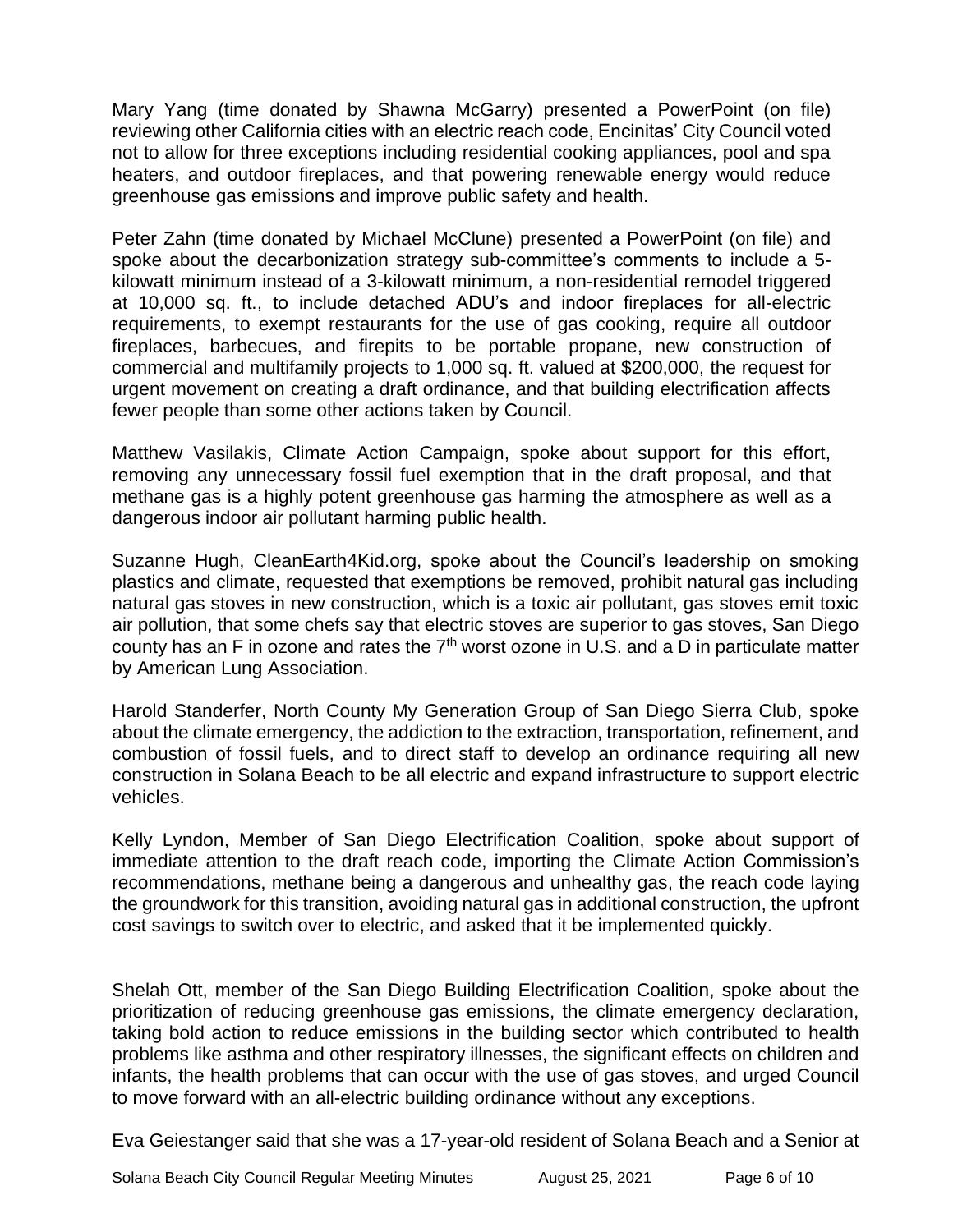Mary Yang (time donated by Shawna McGarry) presented a PowerPoint (on file) reviewing other California cities with an electric reach code, Encinitas' City Council voted not to allow for three exceptions including residential cooking appliances, pool and spa heaters, and outdoor fireplaces, and that powering renewable energy would reduce greenhouse gas emissions and improve public safety and health.

Peter Zahn (time donated by Michael McClune) presented a PowerPoint (on file) and spoke about the decarbonization strategy sub-committee's comments to include a 5-kilowatt minimum instead of a 3-kilowatt minimum, a non-residential remodel triggered at 10,000 sq. ft., to include detached ADU's and indoor fireplaces for all-electric requirements, to exempt restaurants for the use of gas cooking, require all outdoor fireplaces, barbecues, and firepits to be portable propane, new construction of commercial and multifamily projects to 1,000 sq. ft. valued at $200,000, the request for urgent movement on creating a draft ordinance, and that building electrification affects fewer people than some other actions taken by Council.

Matthew Vasilakis, Climate Action Campaign, spoke about support for this effort, removing any unnecessary fossil fuel exemption that in the draft proposal, and that methane gas is a highly potent greenhouse gas harming the atmosphere as well as a dangerous indoor air pollutant harming public health.

Suzanne Hugh, CleanEarth4Kid.org, spoke about the Council's leadership on smoking plastics and climate, requested that exemptions be removed, prohibit natural gas including natural gas stoves in new construction, which is a toxic air pollutant, gas stoves emit toxic air pollution, that some chefs say that electric stoves are superior to gas stoves, San Diego county has an F in ozone and rates the 7th worst ozone in U.S. and a D in particulate matter by American Lung Association.

Harold Standerfer, North County My Generation Group of San Diego Sierra Club, spoke about the climate emergency, the addiction to the extraction, transportation, refinement, and combustion of fossil fuels, and to direct staff to develop an ordinance requiring all new construction in Solana Beach to be all electric and expand infrastructure to support electric vehicles.

Kelly Lyndon, Member of San Diego Electrification Coalition, spoke about support of immediate attention to the draft reach code, importing the Climate Action Commission's recommendations, methane being a dangerous and unhealthy gas, the reach code laying the groundwork for this transition, avoiding natural gas in additional construction, the upfront cost savings to switch over to electric, and asked that it be implemented quickly.

Shelah Ott, member of the San Diego Building Electrification Coalition, spoke about the prioritization of reducing greenhouse gas emissions, the climate emergency declaration, taking bold action to reduce emissions in the building sector which contributed to health problems like asthma and other respiratory illnesses, the significant effects on children and infants, the health problems that can occur with the use of gas stoves, and urged Council to move forward with an all-electric building ordinance without any exceptions.

Eva Geiestanger said that she was a 17-year-old resident of Solana Beach and a Senior at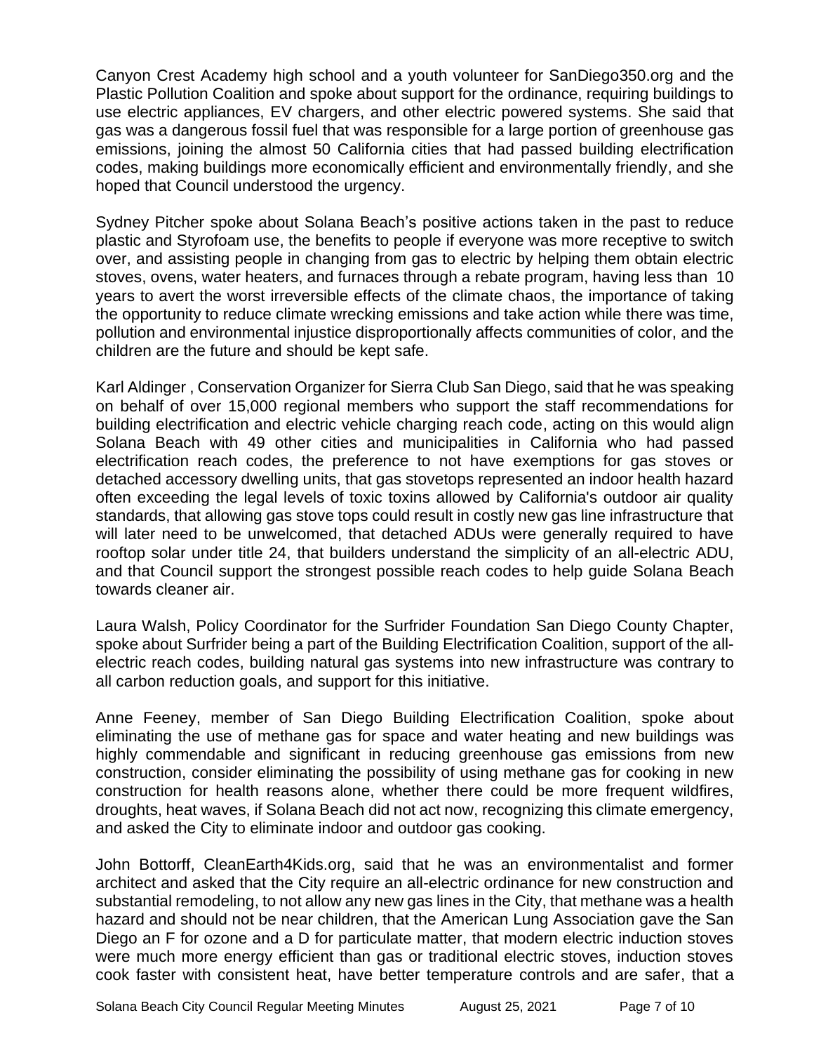Canyon Crest Academy high school and a youth volunteer for SanDiego350.org and the Plastic Pollution Coalition and spoke about support for the ordinance, requiring buildings to use electric appliances, EV chargers, and other electric powered systems. She said that gas was a dangerous fossil fuel that was responsible for a large portion of greenhouse gas emissions, joining the almost 50 California cities that had passed building electrification codes, making buildings more economically efficient and environmentally friendly, and she hoped that Council understood the urgency.

Sydney Pitcher spoke about Solana Beach's positive actions taken in the past to reduce plastic and Styrofoam use, the benefits to people if everyone was more receptive to switch over, and assisting people in changing from gas to electric by helping them obtain electric stoves, ovens, water heaters, and furnaces through a rebate program, having less than 10 years to avert the worst irreversible effects of the climate chaos, the importance of taking the opportunity to reduce climate wrecking emissions and take action while there was time, pollution and environmental injustice disproportionally affects communities of color, and the children are the future and should be kept safe.

Karl Aldinger , Conservation Organizer for Sierra Club San Diego, said that he was speaking on behalf of over 15,000 regional members who support the staff recommendations for building electrification and electric vehicle charging reach code, acting on this would align Solana Beach with 49 other cities and municipalities in California who had passed electrification reach codes, the preference to not have exemptions for gas stoves or detached accessory dwelling units, that gas stovetops represented an indoor health hazard often exceeding the legal levels of toxic toxins allowed by California's outdoor air quality standards, that allowing gas stove tops could result in costly new gas line infrastructure that will later need to be unwelcomed, that detached ADUs were generally required to have rooftop solar under title 24, that builders understand the simplicity of an all-electric ADU, and that Council support the strongest possible reach codes to help guide Solana Beach towards cleaner air.

Laura Walsh, Policy Coordinator for the Surfrider Foundation San Diego County Chapter, spoke about Surfrider being a part of the Building Electrification Coalition, support of the all-electric reach codes, building natural gas systems into new infrastructure was contrary to all carbon reduction goals, and support for this initiative.

Anne Feeney, member of San Diego Building Electrification Coalition, spoke about eliminating the use of methane gas for space and water heating and new buildings was highly commendable and significant in reducing greenhouse gas emissions from new construction, consider eliminating the possibility of using methane gas for cooking in new construction for health reasons alone, whether there could be more frequent wildfires, droughts, heat waves, if Solana Beach did not act now, recognizing this climate emergency, and asked the City to eliminate indoor and outdoor gas cooking.

John Bottorff, CleanEarth4Kids.org, said that he was an environmentalist and former architect and asked that the City require an all-electric ordinance for new construction and substantial remodeling, to not allow any new gas lines in the City, that methane was a health hazard and should not be near children, that the American Lung Association gave the San Diego an F for ozone and a D for particulate matter, that modern electric induction stoves were much more energy efficient than gas or traditional electric stoves, induction stoves cook faster with consistent heat, have better temperature controls and are safer, that a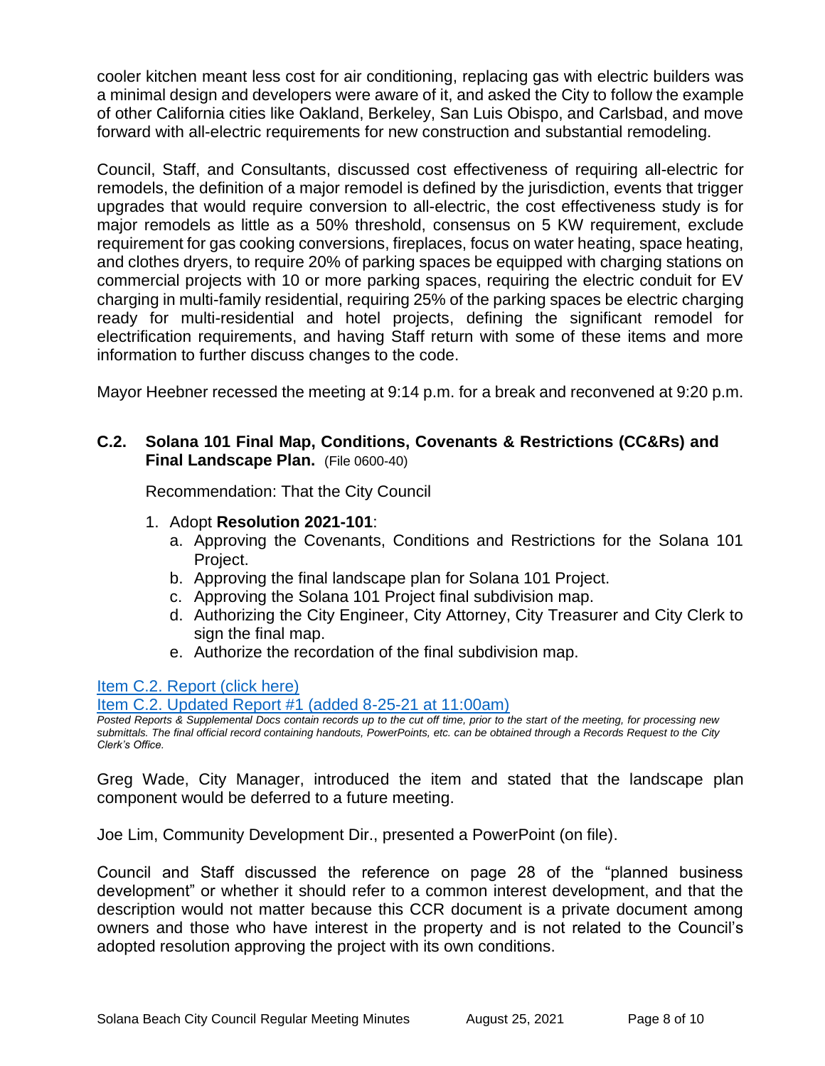cooler kitchen meant less cost for air conditioning, replacing gas with electric builders was a minimal design and developers were aware of it, and asked the City to follow the example of other California cities like Oakland, Berkeley, San Luis Obispo, and Carlsbad, and move forward with all-electric requirements for new construction and substantial remodeling.

Council, Staff, and Consultants, discussed cost effectiveness of requiring all-electric for remodels, the definition of a major remodel is defined by the jurisdiction, events that trigger upgrades that would require conversion to all-electric, the cost effectiveness study is for major remodels as little as a 50% threshold, consensus on 5 KW requirement, exclude requirement for gas cooking conversions, fireplaces, focus on water heating, space heating, and clothes dryers, to require 20% of parking spaces be equipped with charging stations on commercial projects with 10 or more parking spaces, requiring the electric conduit for EV charging in multi-family residential, requiring 25% of the parking spaces be electric charging ready for multi-residential and hotel projects, defining the significant remodel for electrification requirements, and having Staff return with some of these items and more information to further discuss changes to the code.

Mayor Heebner recessed the meeting at 9:14 p.m. for a break and reconvened at 9:20 p.m.

### C.2. Solana 101 Final Map, Conditions, Covenants & Restrictions (CC&Rs) and Final Landscape Plan. (File 0600-40)

Recommendation: That the City Council

1. Adopt **Resolution 2021-101**:
   a. Approving the Covenants, Conditions and Restrictions for the Solana 101 Project.
   b. Approving the final landscape plan for Solana 101 Project.
   c. Approving the Solana 101 Project final subdivision map.
   d. Authorizing the City Engineer, City Attorney, City Treasurer and City Clerk to sign the final map.
   e. Authorize the recordation of the final subdivision map.

Item C.2. Report (click here)
Item C.2. Updated Report #1 (added 8-25-21 at 11:00am)

*Posted Reports & Supplemental Docs contain records up to the cut off time, prior to the start of the meeting, for processing new submittals. The final official record containing handouts, PowerPoints, etc. can be obtained through a Records Request to the City Clerk's Office.*

Greg Wade, City Manager, introduced the item and stated that the landscape plan component would be deferred to a future meeting.

Joe Lim, Community Development Dir., presented a PowerPoint (on file).

Council and Staff discussed the reference on page 28 of the "planned business development" or whether it should refer to a common interest development, and that the description would not matter because this CCR document is a private document among owners and those who have interest in the property and is not related to the Council's adopted resolution approving the project with its own conditions.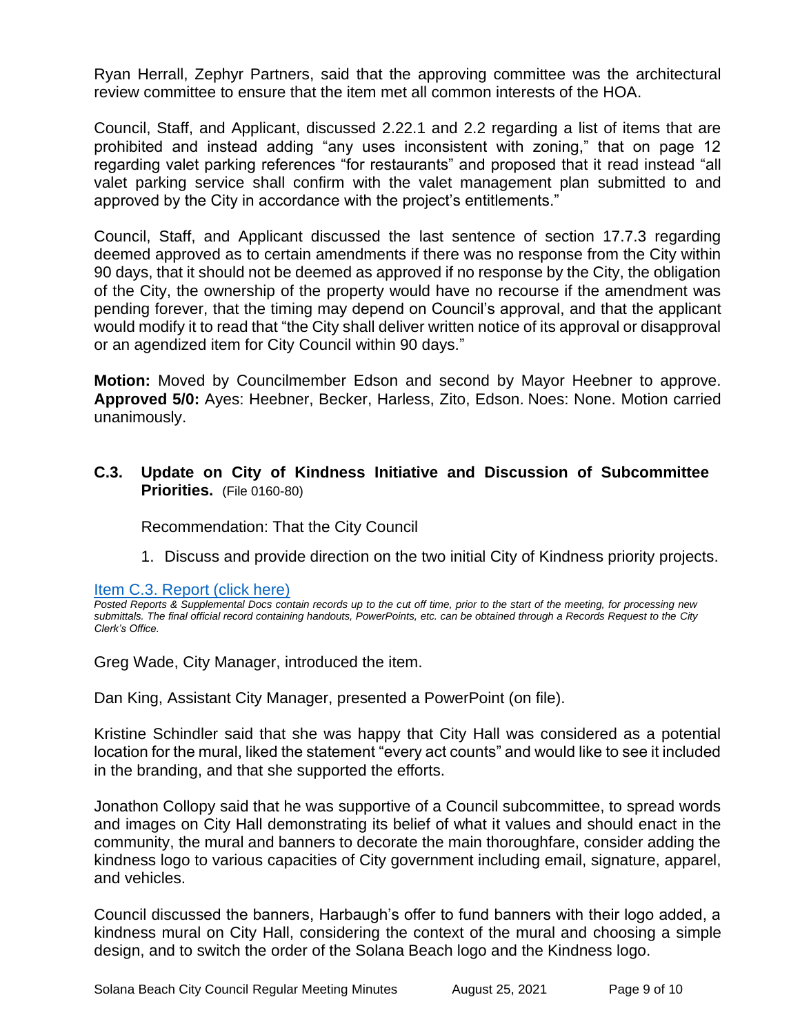Ryan Herrall, Zephyr Partners, said that the approving committee was the architectural review committee to ensure that the item met all common interests of the HOA.

Council, Staff, and Applicant, discussed 2.22.1 and 2.2 regarding a list of items that are prohibited and instead adding "any uses inconsistent with zoning," that on page 12 regarding valet parking references "for restaurants" and proposed that it read instead "all valet parking service shall confirm with the valet management plan submitted to and approved by the City in accordance with the project's entitlements."

Council, Staff, and Applicant discussed the last sentence of section 17.7.3 regarding deemed approved as to certain amendments if there was no response from the City within 90 days, that it should not be deemed as approved if no response by the City, the obligation of the City, the ownership of the property would have no recourse if the amendment was pending forever, that the timing may depend on Council's approval, and that the applicant would modify it to read that "the City shall deliver written notice of its approval or disapproval or an agendized item for City Council within 90 days."

**Motion:** Moved by Councilmember Edson and second by Mayor Heebner to approve. **Approved 5/0:** Ayes: Heebner, Becker, Harless, Zito, Edson. Noes: None. Motion carried unanimously.

### C.3. Update on City of Kindness Initiative and Discussion of Subcommittee Priorities. (File 0160-80)

Recommendation: That the City Council

1. Discuss and provide direction on the two initial City of Kindness priority projects.

Item C.3. Report (click here)

*Posted Reports & Supplemental Docs contain records up to the cut off time, prior to the start of the meeting, for processing new submittals. The final official record containing handouts, PowerPoints, etc. can be obtained through a Records Request to the City Clerk's Office.*

Greg Wade, City Manager, introduced the item.

Dan King, Assistant City Manager, presented a PowerPoint (on file).

Kristine Schindler said that she was happy that City Hall was considered as a potential location for the mural, liked the statement "every act counts" and would like to see it included in the branding, and that she supported the efforts.

Jonathon Collopy said that he was supportive of a Council subcommittee, to spread words and images on City Hall demonstrating its belief of what it values and should enact in the community, the mural and banners to decorate the main thoroughfare, consider adding the kindness logo to various capacities of City government including email, signature, apparel, and vehicles.

Council discussed the banners, Harbaugh's offer to fund banners with their logo added, a kindness mural on City Hall, considering the context of the mural and choosing a simple design, and to switch the order of the Solana Beach logo and the Kindness logo.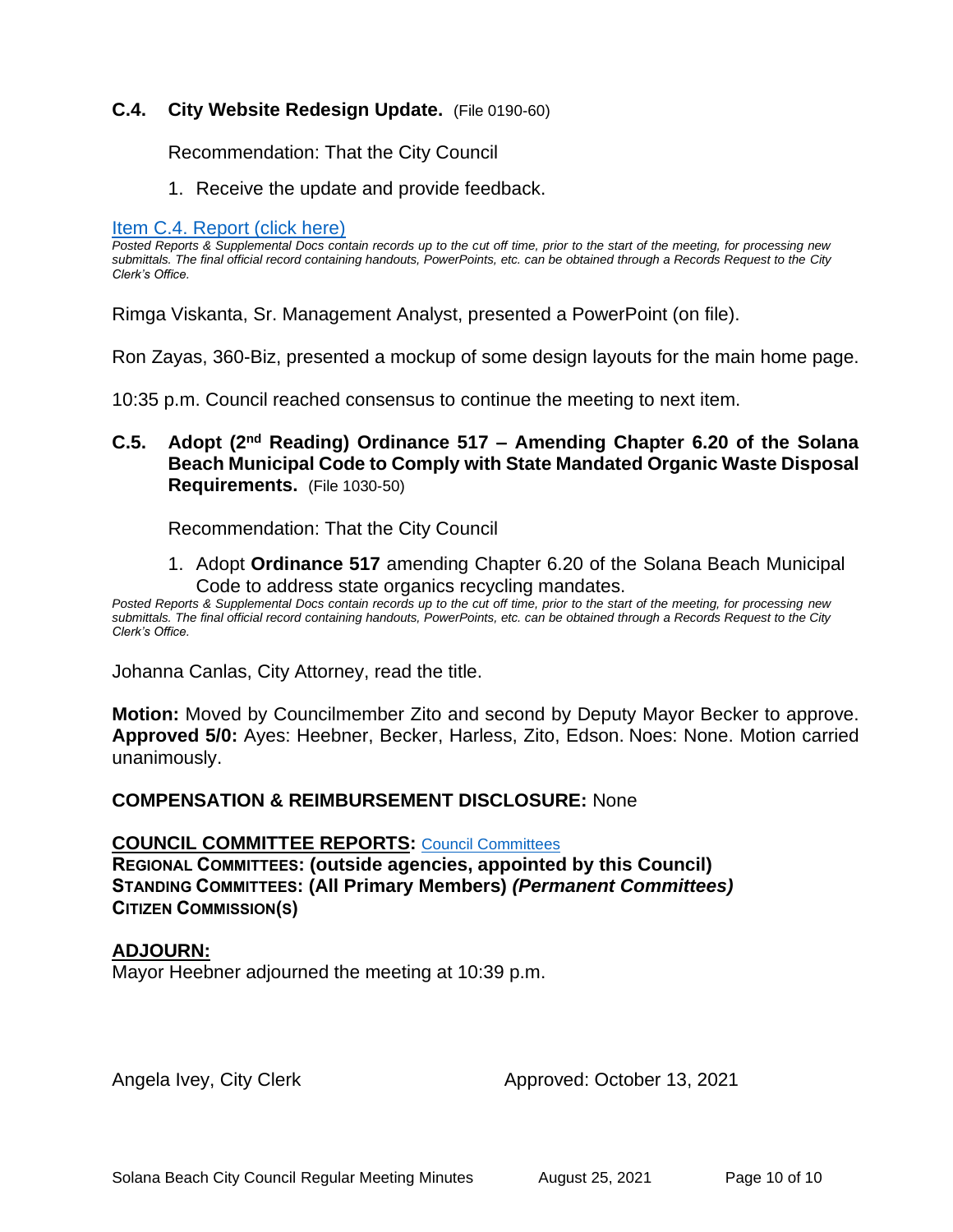### C.4. City Website Redesign Update. (File 0190-60)

Recommendation: That the City Council

1. Receive the update and provide feedback.

[Item C.4. Report (click here)](#)

*Posted Reports & Supplemental Docs contain records up to the cut off time, prior to the start of the meeting, for processing new submittals. The final official record containing handouts, PowerPoints, etc. can be obtained through a Records Request to the City Clerk's Office.*

Rimga Viskanta, Sr. Management Analyst, presented a PowerPoint (on file).

Ron Zayas, 360-Biz, presented a mockup of some design layouts for the main home page.

10:35 p.m. Council reached consensus to continue the meeting to next item.

### C.5. Adopt (2nd Reading) Ordinance 517 – Amending Chapter 6.20 of the Solana Beach Municipal Code to Comply with State Mandated Organic Waste Disposal Requirements. (File 1030-50)

Recommendation: That the City Council

1. Adopt **Ordinance 517** amending Chapter 6.20 of the Solana Beach Municipal Code to address state organics recycling mandates.

*Posted Reports & Supplemental Docs contain records up to the cut off time, prior to the start of the meeting, for processing new submittals. The final official record containing handouts, PowerPoints, etc. can be obtained through a Records Request to the City Clerk's Office.*

Johanna Canlas, City Attorney, read the title.

**Motion:** Moved by Councilmember Zito and second by Deputy Mayor Becker to approve. **Approved 5/0:** Ayes: Heebner, Becker, Harless, Zito, Edson. Noes: None. Motion carried unanimously.

**COMPENSATION & REIMBURSEMENT DISCLOSURE:** None

**COUNCIL COMMITTEE REPORTS:** [Council Committees](#)

**REGIONAL COMMITTEES: (outside agencies, appointed by this Council)**

**STANDING COMMITTEES: (All Primary Members)** ***(Permanent Committees)***

**CITIZEN COMMISSION(S)**

**ADJOURN:**

Mayor Heebner adjourned the meeting at 10:39 p.m.

Angela Ivey, City Clerk

Approved: October 13, 2021